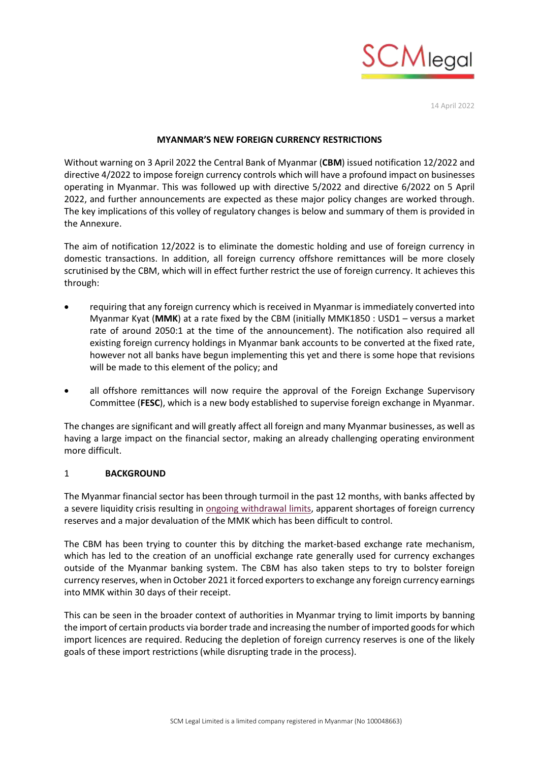14 April 2022

# MYANMAR'S NEW FOREIGN CURRENCY RESTRICTIONS

Without warning on 3 April 2022 the Central Bank of Myanmar (**CBM**) issued notification 12/2022 and directive 4/2022 to impose foreign currency controls which will have a profound impact on businesses operating in Myanmar. This was followed up with directive 5/2022 and directive 6/2022 on 5 April 2022, and further announcements are expected as these major policy changes are worked through. The key implications of this volley of regulatory changes is below and summary of them is provided in the Annexure.

The aim of notification 12/2022 is to eliminate the domestic holding and use of foreign currency in domestic transactions. In addition, all foreign currency offshore remittances will be more closely scrutinised by the CBM, which will in effect further restrict the use of foreign currency. It achieves this through:

- requiring that any foreign currency which is received in Myanmar is immediately converted into Myanmar Kyat (**MMK**) at a rate fixed by the CBM (initially MMK1850 : USD1 – versus a market rate of around 2050:1 at the time of the announcement). The notification also required all existing foreign currency holdings in Myanmar bank accounts to be converted at the fixed rate, however not all banks have begun implementing this yet and there is some hope that revisions will be made to this element of the policy; and
- all offshore remittances will now require the approval of the Foreign Exchange Supervisory Committee (**FESC**), which is a new body established to supervise foreign exchange in Myanmar.

The changes are significant and will greatly affect all foreign and many Myanmar businesses, as well as having a large impact on the financial sector, making an already challenging operating environment more difficult.

## 1 BACKGROUND

The Myanmar financial sector has been through turmoil in the past 12 months, with banks affected by a severe liquidity crisis resulting in ongoing withdrawal limits, apparent shortages of foreign currency reserves and a major devaluation of the MMK which has been difficult to control.

The CBM has been trying to counter this by ditching the market-based exchange rate mechanism, which has led to the creation of an unofficial exchange rate generally used for currency exchanges outside of the Myanmar banking system. The CBM has also taken steps to try to bolster foreign currency reserves, when in October 2021 it forced exporters to exchange any foreign currency earnings into MMK within 30 days of their receipt.

This can be seen in the broader context of authorities in Myanmar trying to limit imports by banning the import of certain products via border trade and increasing the number of imported goods for which import licences are required. Reducing the depletion of foreign currency reserves is one of the likely goals of these import restrictions (while disrupting trade in the process).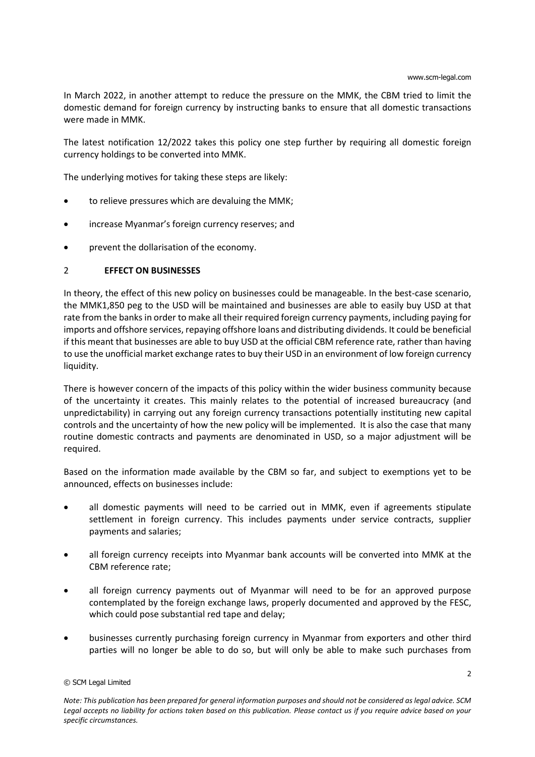In March 2022, in another attempt to reduce the pressure on the MMK, the CBM tried to limit the domestic demand for foreign currency by instructing banks to ensure that all domestic transactions were made in MMK.

The latest notification 12/2022 takes this policy one step further by requiring all domestic foreign currency holdings to be converted into MMK.

The underlying motives for taking these steps are likely:

- to relieve pressures which are devaluing the MMK;
- increase Myanmar's foreign currency reserves; and
- prevent the dollarisation of the economy.

## 2 EFFECT ON BUSINESSES

In theory, the effect of this new policy on businesses could be manageable. In the best-case scenario, the MMK1,850 peg to the USD will be maintained and businesses are able to easily buy USD at that rate from the banks in order to make all their required foreign currency payments, including paying for imports and offshore services, repaying offshore loans and distributing dividends. It could be beneficial if this meant that businesses are able to buy USD at the official CBM reference rate, rather than having to use the unofficial market exchange rates to buy their USD in an environment of low foreign currency liquidity.

There is however concern of the impacts of this policy within the wider business community because of the uncertainty it creates. This mainly relates to the potential of increased bureaucracy (and unpredictability) in carrying out any foreign currency transactions potentially instituting new capital controls and the uncertainty of how the new policy will be implemented. It is also the case that many routine domestic contracts and payments are denominated in USD, so a major adjustment will be required.

Based on the information made available by the CBM so far, and subject to exemptions yet to be announced, effects on businesses include:

- all domestic payments will need to be carried out in MMK, even if agreements stipulate settlement in foreign currency. This includes payments under service contracts, supplier payments and salaries;
- all foreign currency receipts into Myanmar bank accounts will be converted into MMK at the CBM reference rate;
- all foreign currency payments out of Myanmar will need to be for an approved purpose contemplated by the foreign exchange laws, properly documented and approved by the FESC, which could pose substantial red tape and delay;
- businesses currently purchasing foreign currency in Myanmar from exporters and other third parties will no longer be able to do so, but will only be able to make such purchases from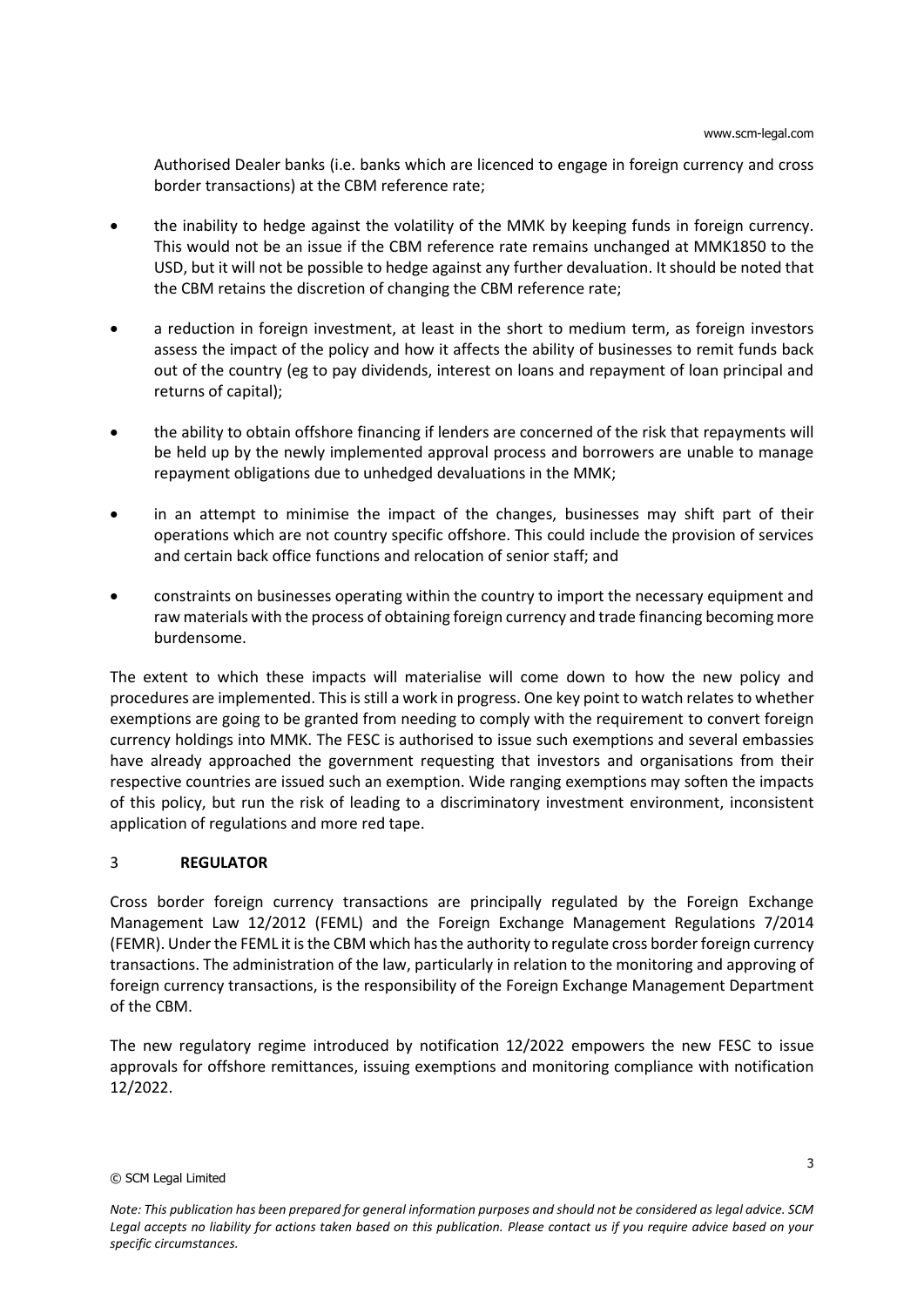Authorised Dealer banks (i.e. banks which are licenced to engage in foreign currency and cross border transactions) at the CBM reference rate;

- the inability to hedge against the volatility of the MMK by keeping funds in foreign currency. This would not be an issue if the CBM reference rate remains unchanged at MMK1850 to the USD, but it will not be possible to hedge against any further devaluation. It should be noted that the CBM retains the discretion of changing the CBM reference rate;
- a reduction in foreign investment, at least in the short to medium term, as foreign investors assess the impact of the policy and how it affects the ability of businesses to remit funds back out of the country (eg to pay dividends, interest on loans and repayment of loan principal and returns of capital);
- the ability to obtain offshore financing if lenders are concerned of the risk that repayments will be held up by the newly implemented approval process and borrowers are unable to manage repayment obligations due to unhedged devaluations in the MMK;
- in an attempt to minimise the impact of the changes, businesses may shift part of their operations which are not country specific offshore. This could include the provision of services and certain back office functions and relocation of senior staff; and
- constraints on businesses operating within the country to import the necessary equipment and raw materials with the process of obtaining foreign currency and trade financing becoming more burdensome.

The extent to which these impacts will materialise will come down to how the new policy and procedures are implemented. This is still a work in progress. One key point to watch relates to whether exemptions are going to be granted from needing to comply with the requirement to convert foreign currency holdings into MMK. The FESC is authorised to issue such exemptions and several embassies have already approached the government requesting that investors and organisations from their respective countries are issued such an exemption. Wide ranging exemptions may soften the impacts of this policy, but run the risk of leading to a discriminatory investment environment, inconsistent application of regulations and more red tape.

## 3 REGULATOR

Cross border foreign currency transactions are principally regulated by the Foreign Exchange Management Law 12/2012 (FEML) and the Foreign Exchange Management Regulations 7/2014 (FEMR). Under the FEML it is the CBM which has the authority to regulate cross border foreign currency transactions. The administration of the law, particularly in relation to the monitoring and approving of foreign currency transactions, is the responsibility of the Foreign Exchange Management Department of the CBM.

The new regulatory regime introduced by notification 12/2022 empowers the new FESC to issue approvals for offshore remittances, issuing exemptions and monitoring compliance with notification 12/2022.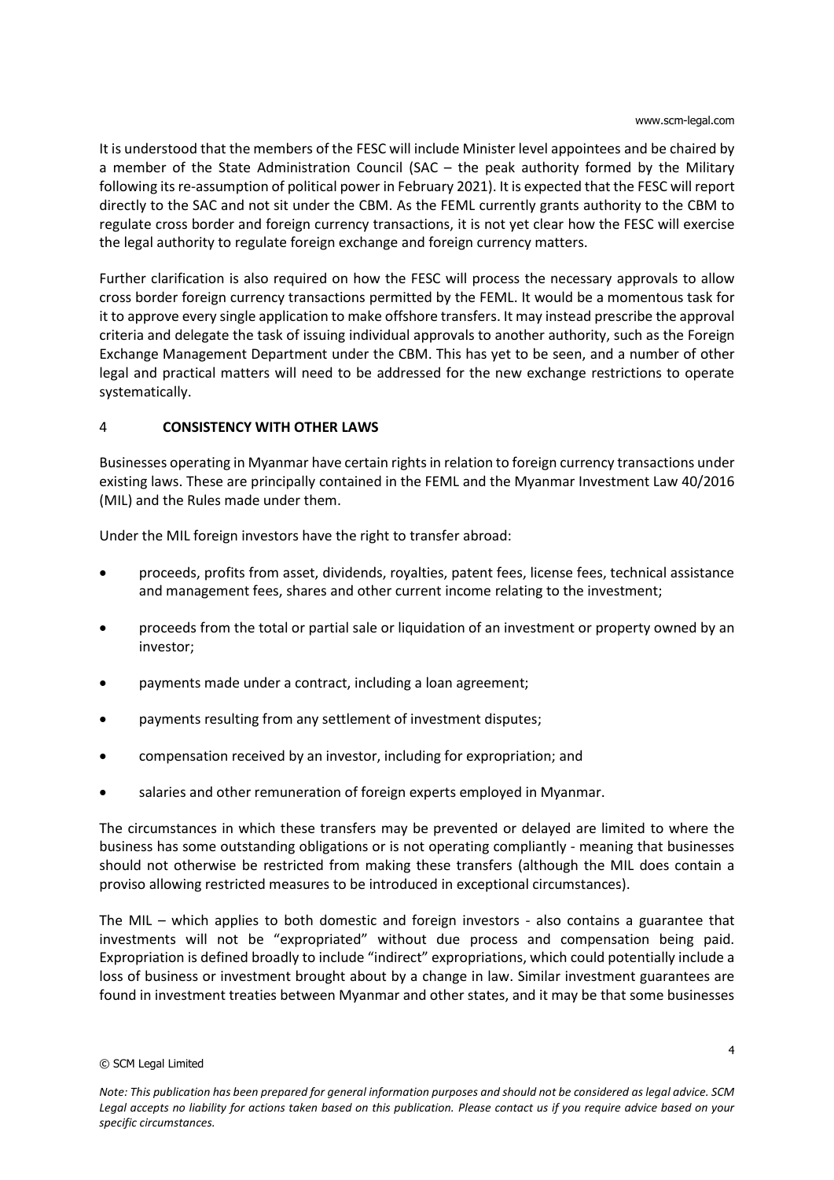It is understood that the members of the FESC will include Minister level appointees and be chaired by a member of the State Administration Council (SAC – the peak authority formed by the Military following its re-assumption of political power in February 2021). It is expected that the FESC will report directly to the SAC and not sit under the CBM. As the FEML currently grants authority to the CBM to regulate cross border and foreign currency transactions, it is not yet clear how the FESC will exercise the legal authority to regulate foreign exchange and foreign currency matters.

Further clarification is also required on how the FESC will process the necessary approvals to allow cross border foreign currency transactions permitted by the FEML. It would be a momentous task for it to approve every single application to make offshore transfers. It may instead prescribe the approval criteria and delegate the task of issuing individual approvals to another authority, such as the Foreign Exchange Management Department under the CBM. This has yet to be seen, and a number of other legal and practical matters will need to be addressed for the new exchange restrictions to operate systematically.

## 4 CONSISTENCY WITH OTHER LAWS

Businesses operating in Myanmar have certain rights in relation to foreign currency transactions under existing laws. These are principally contained in the FEML and the Myanmar Investment Law 40/2016 (MIL) and the Rules made under them.

Under the MIL foreign investors have the right to transfer abroad:

- proceeds, profits from asset, dividends, royalties, patent fees, license fees, technical assistance and management fees, shares and other current income relating to the investment;
- proceeds from the total or partial sale or liquidation of an investment or property owned by an investor;
- payments made under a contract, including a loan agreement;
- payments resulting from any settlement of investment disputes;
- compensation received by an investor, including for expropriation; and
- salaries and other remuneration of foreign experts employed in Myanmar.

The circumstances in which these transfers may be prevented or delayed are limited to where the business has some outstanding obligations or is not operating compliantly - meaning that businesses should not otherwise be restricted from making these transfers (although the MIL does contain a proviso allowing restricted measures to be introduced in exceptional circumstances).

The MIL – which applies to both domestic and foreign investors - also contains a guarantee that investments will not be "expropriated" without due process and compensation being paid. Expropriation is defined broadly to include "indirect" expropriations, which could potentially include a loss of business or investment brought about by a change in law. Similar investment guarantees are found in investment treaties between Myanmar and other states, and it may be that some businesses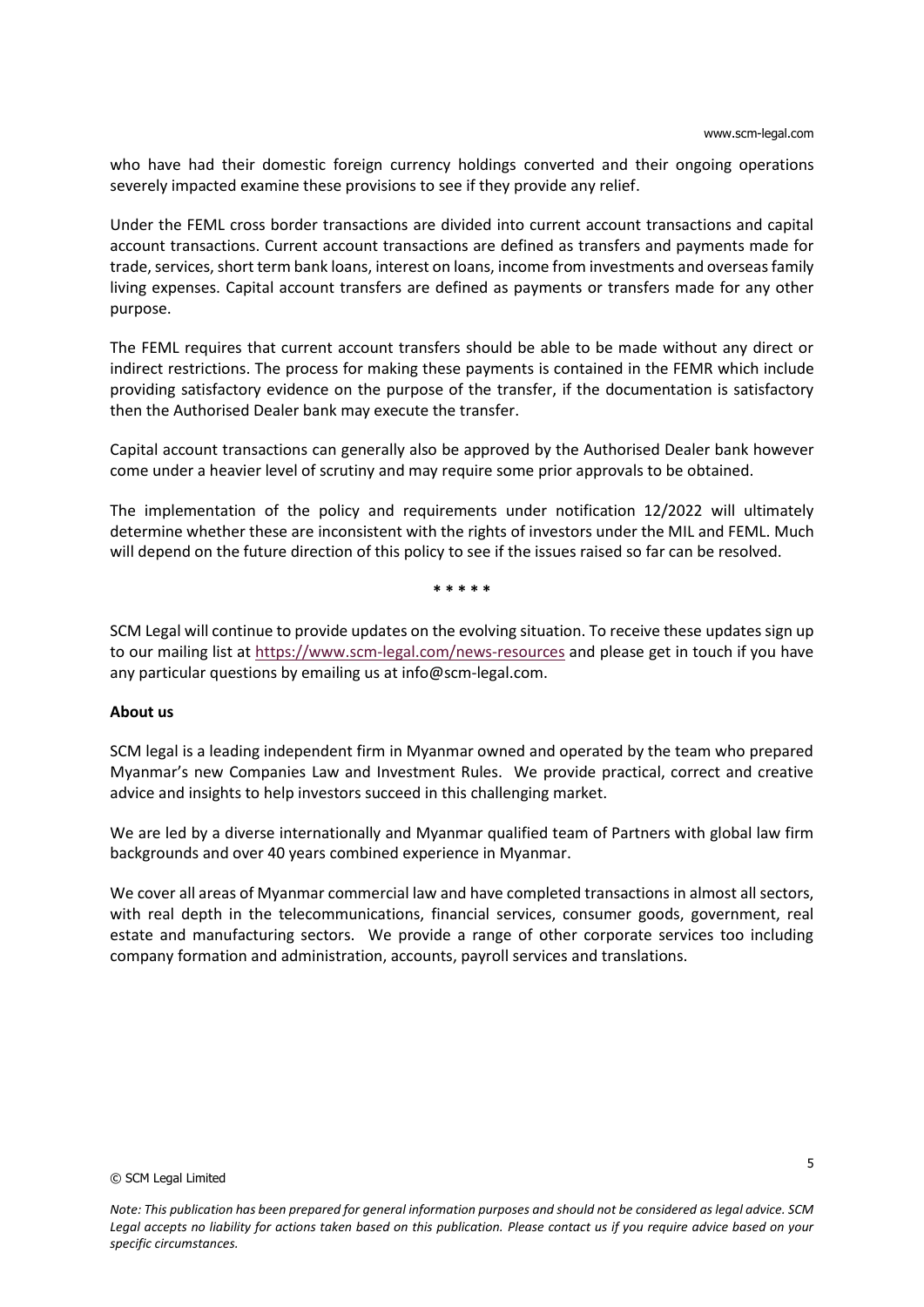who have had their domestic foreign currency holdings converted and their ongoing operations severely impacted examine these provisions to see if they provide any relief.

Under the FEML cross border transactions are divided into current account transactions and capital account transactions. Current account transactions are defined as transfers and payments made for trade, services, short term bank loans, interest on loans, income from investments and overseas family living expenses. Capital account transfers are defined as payments or transfers made for any other purpose.

The FEML requires that current account transfers should be able to be made without any direct or indirect restrictions. The process for making these payments is contained in the FEMR which include providing satisfactory evidence on the purpose of the transfer, if the documentation is satisfactory then the Authorised Dealer bank may execute the transfer.

Capital account transactions can generally also be approved by the Authorised Dealer bank however come under a heavier level of scrutiny and may require some prior approvals to be obtained.

The implementation of the policy and requirements under notification 12/2022 will ultimately determine whether these are inconsistent with the rights of investors under the MIL and FEML. Much will depend on the future direction of this policy to see if the issues raised so far can be resolved.

\* \* \* \* \*

SCM Legal will continue to provide updates on the evolving situation. To receive these updates sign up to our mailing list at https://www.scm-legal.com/news-resources and please get in touch if you have any particular questions by emailing us at info@scm-legal.com.

**About us**

SCM legal is a leading independent firm in Myanmar owned and operated by the team who prepared Myanmar's new Companies Law and Investment Rules. We provide practical, correct and creative advice and insights to help investors succeed in this challenging market.

We are led by a diverse internationally and Myanmar qualified team of Partners with global law firm backgrounds and over 40 years combined experience in Myanmar.

We cover all areas of Myanmar commercial law and have completed transactions in almost all sectors, with real depth in the telecommunications, financial services, consumer goods, government, real estate and manufacturing sectors. We provide a range of other corporate services too including company formation and administration, accounts, payroll services and translations.

© SCM Legal Limited

*Note: This publication has been prepared for general information purposes and should not be considered as legal advice. SCM Legal accepts no liability for actions taken based on this publication. Please contact us if you require advice based on your specific circumstances.*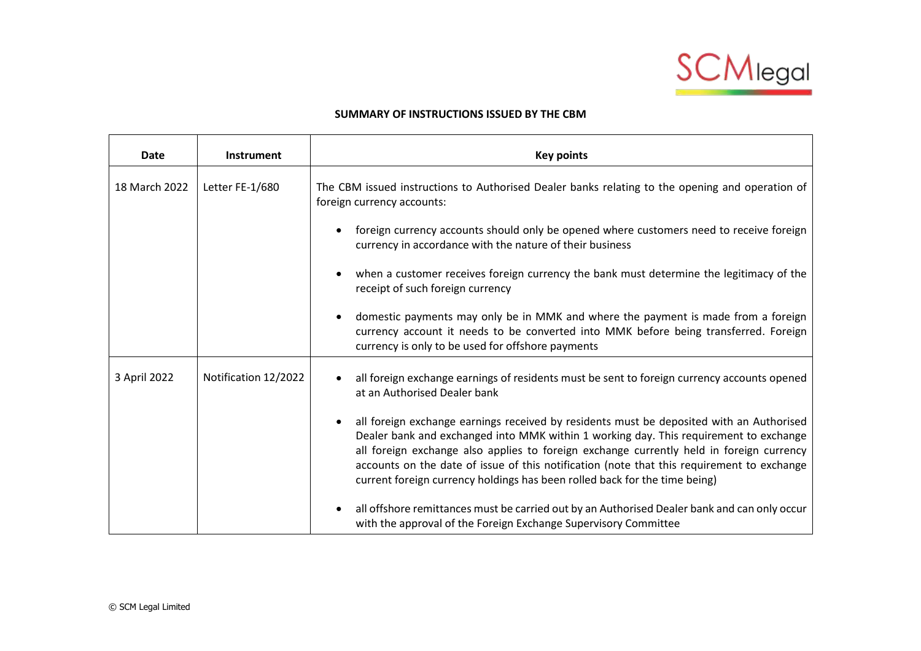**SUMMARY OF INSTRUCTIONS ISSUED BY THE CBM**

| Date | Instrument | Key points |
|---|---|---|
| 18 March 2022 | Letter FE-1/680 | The CBM issued instructions to Authorised Dealer banks relating to the opening and operation of foreign currency accounts:<br>• foreign currency accounts should only be opened where customers need to receive foreign currency in accordance with the nature of their business<br>• when a customer receives foreign currency the bank must determine the legitimacy of the receipt of such foreign currency<br>• domestic payments may only be in MMK and where the payment is made from a foreign currency account it needs to be converted into MMK before being transferred. Foreign currency is only to be used for offshore payments |
| 3 April 2022 | Notification 12/2022 | • all foreign exchange earnings of residents must be sent to foreign currency accounts opened at an Authorised Dealer bank<br>• all foreign exchange earnings received by residents must be deposited with an Authorised Dealer bank and exchanged into MMK within 1 working day. This requirement to exchange all foreign exchange also applies to foreign exchange currently held in foreign currency accounts on the date of issue of this notification (note that this requirement to exchange current foreign currency holdings has been rolled back for the time being)<br>• all offshore remittances must be carried out by an Authorised Dealer bank and can only occur with the approval of the Foreign Exchange Supervisory Committee |

© SCM Legal Limited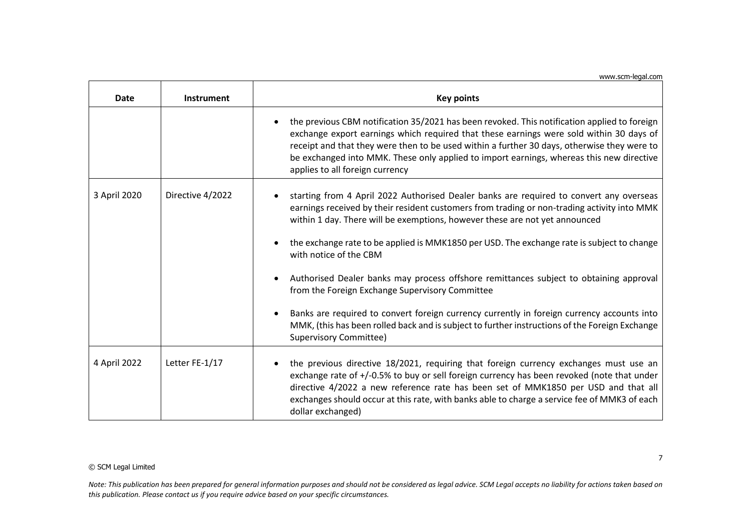| Date | Instrument | Key points |
|---|---|---|
| | | • the previous CBM notification 35/2021 has been revoked. This notification applied to foreign exchange export earnings which required that these earnings were sold within 30 days of receipt and that they were then to be used within a further 30 days, otherwise they were to be exchanged into MMK. These only applied to import earnings, whereas this new directive applies to all foreign currency |
| 3 April 2020 | Directive 4/2022 | • starting from 4 April 2022 Authorised Dealer banks are required to convert any overseas earnings received by their resident customers from trading or non-trading activity into MMK within 1 day. There will be exemptions, however these are not yet announced<br><br>• the exchange rate to be applied is MMK1850 per USD. The exchange rate is subject to change with notice of the CBM<br><br>• Authorised Dealer banks may process offshore remittances subject to obtaining approval from the Foreign Exchange Supervisory Committee<br><br>• Banks are required to convert foreign currency currently in foreign currency accounts into MMK, (this has been rolled back and is subject to further instructions of the Foreign Exchange Supervisory Committee) |
| 4 April 2022 | Letter FE-1/17 | • the previous directive 18/2021, requiring that foreign currency exchanges must use an exchange rate of +/-0.5% to buy or sell foreign currency has been revoked (note that under directive 4/2022 a new reference rate has been set of MMK1850 per USD and that all exchanges should occur at this rate, with banks able to charge a service fee of MMK3 of each dollar exchanged) |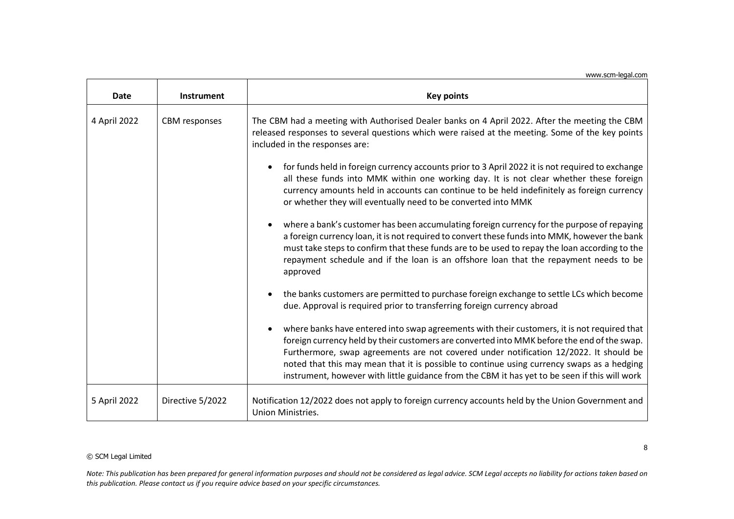| Date | Instrument | Key points |
| --- | --- | --- |
| 4 April 2022 | CBM responses | The CBM had a meeting with Authorised Dealer banks on 4 April 2022. After the meeting the CBM released responses to several questions which were raised at the meeting. Some of the key points included in the responses are:<br><br>• for funds held in foreign currency accounts prior to 3 April 2022 it is not required to exchange all these funds into MMK within one working day. It is not clear whether these foreign currency amounts held in accounts can continue to be held indefinitely as foreign currency or whether they will eventually need to be converted into MMK<br><br>• where a bank's customer has been accumulating foreign currency for the purpose of repaying a foreign currency loan, it is not required to convert these funds into MMK, however the bank must take steps to confirm that these funds are to be used to repay the loan according to the repayment schedule and if the loan is an offshore loan that the repayment needs to be approved<br><br>• the banks customers are permitted to purchase foreign exchange to settle LCs which become due. Approval is required prior to transferring foreign currency abroad<br><br>• where banks have entered into swap agreements with their customers, it is not required that foreign currency held by their customers are converted into MMK before the end of the swap. Furthermore, swap agreements are not covered under notification 12/2022. It should be noted that this may mean that it is possible to continue using currency swaps as a hedging instrument, however with little guidance from the CBM it has yet to be seen if this will work |
| 5 April 2022 | Directive 5/2022 | Notification 12/2022 does not apply to foreign currency accounts held by the Union Government and Union Ministries. |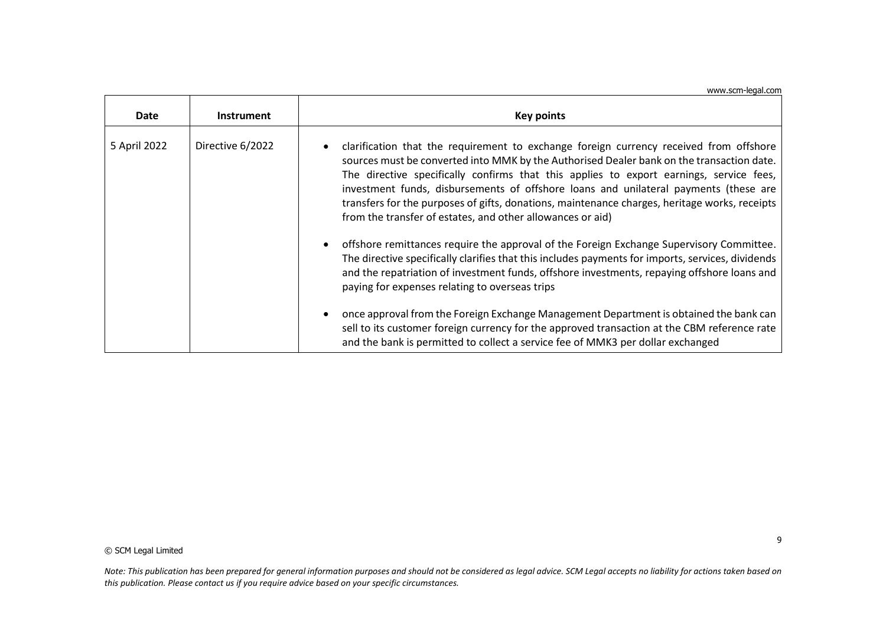| Date | Instrument | Key points |
|---|---|---|
| 5 April 2022 | Directive 6/2022 | • clarification that the requirement to exchange foreign currency received from offshore sources must be converted into MMK by the Authorised Dealer bank on the transaction date. The directive specifically confirms that this applies to export earnings, service fees, investment funds, disbursements of offshore loans and unilateral payments (these are transfers for the purposes of gifts, donations, maintenance charges, heritage works, receipts from the transfer of estates, and other allowances or aid)<br><br>• offshore remittances require the approval of the Foreign Exchange Supervisory Committee. The directive specifically clarifies that this includes payments for imports, services, dividends and the repatriation of investment funds, offshore investments, repaying offshore loans and paying for expenses relating to overseas trips<br><br>• once approval from the Foreign Exchange Management Department is obtained the bank can sell to its customer foreign currency for the approved transaction at the CBM reference rate and the bank is permitted to collect a service fee of MMK3 per dollar exchanged |